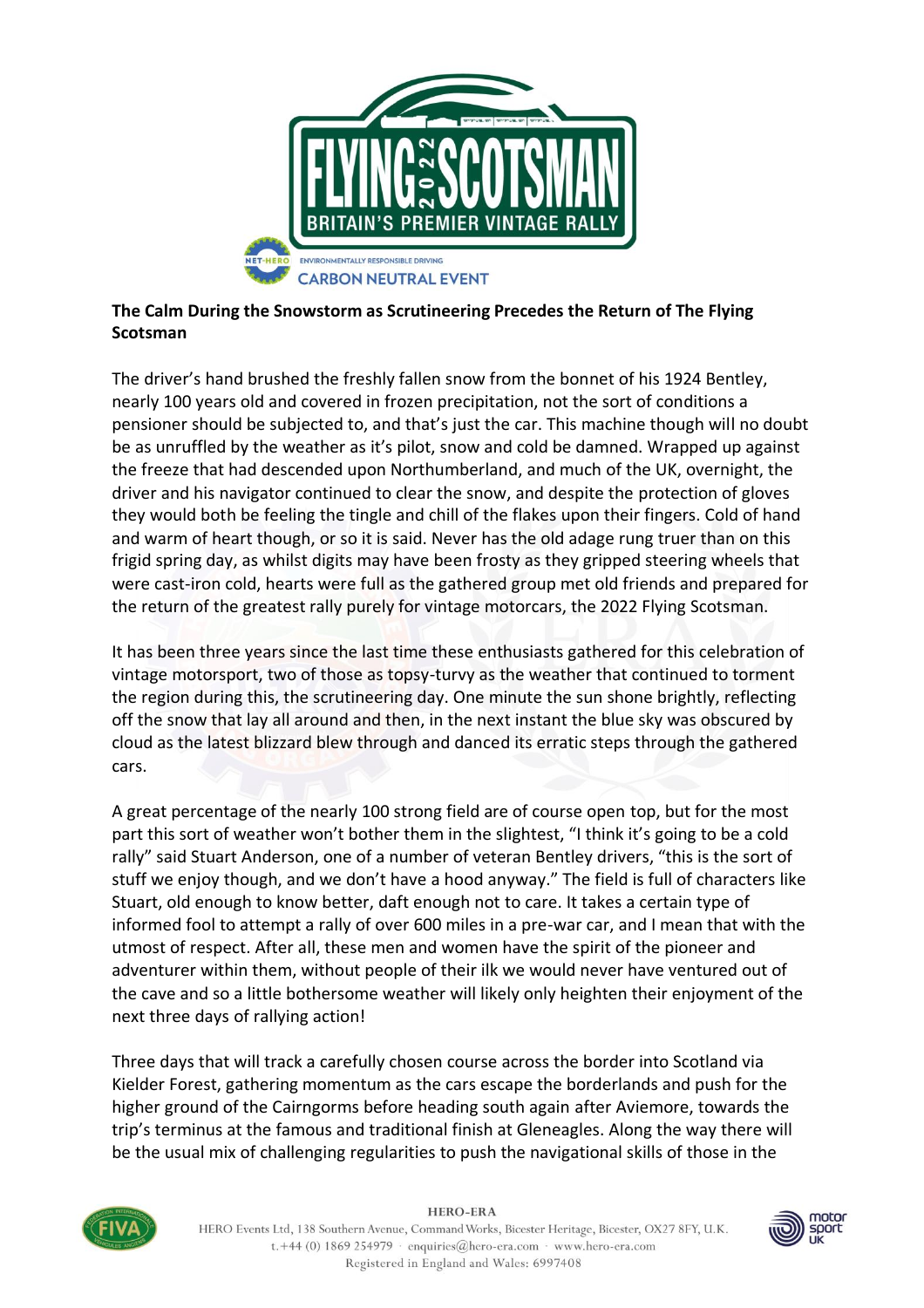**The Calm During the Snowstorm as Scrutineering Precedes the Return of The Flying Scotsman**

The driver's hand brushed the freshly fallen snow from the bonnet of his 1924 Bentley, nearly 100 years old and covered in frozen precipitation, not the sort of conditions a pensioner should be subjected to, and that's just the car. This machine though will no doubt be as unruffled by the weather as it's pilot, snow and cold be damned. Wrapped up against the freeze that had descended upon Northumberland, and much of the UK, overnight, the driver and his navigator continued to clear the snow, and despite the protection of gloves they would both be feeling the tingle and chill of the flakes upon their fingers. Cold of hand and warm of heart though, or so it is said. Never has the old adage rung truer than on this frigid spring day, as whilst digits may have been frosty as they gripped steering wheels that were cast-iron cold, hearts were full as the gathered group met old friends and prepared for the return of the greatest rally purely for vintage motorcars, the 2022 Flying Scotsman.

It has been three years since the last time these enthusiasts gathered for this celebration of vintage motorsport, two of those as topsy-turvy as the weather that continued to torment the region during this, the scrutineering day. One minute the sun shone brightly, reflecting off the snow that lay all around and then, in the next instant the blue sky was obscured by cloud as the latest blizzard blew through and danced its erratic steps through the gathered cars.

A great percentage of the nearly 100 strong field are of course open top, but for the most part this sort of weather won't bother them in the slightest, "I think it's going to be a cold rally" said Stuart Anderson, one of a number of veteran Bentley drivers, "this is the sort of stuff we enjoy though, and we don't have a hood anyway." The field is full of characters like Stuart, old enough to know better, daft enough not to care. It takes a certain type of informed fool to attempt a rally of over 600 miles in a pre-war car, and I mean that with the utmost of respect. After all, these men and women have the spirit of the pioneer and adventurer within them, without people of their ilk we would never have ventured out of the cave and so a little bothersome weather will likely only heighten their enjoyment of the next three days of rallying action!

Three days that will track a carefully chosen course across the border into Scotland via Kielder Forest, gathering momentum as the cars escape the borderlands and push for the higher ground of the Cairngorms before heading south again after Aviemore, towards the trip's terminus at the famous and traditional finish at Gleneagles. Along the way there will be the usual mix of challenging regularities to push the navigational skills of those in the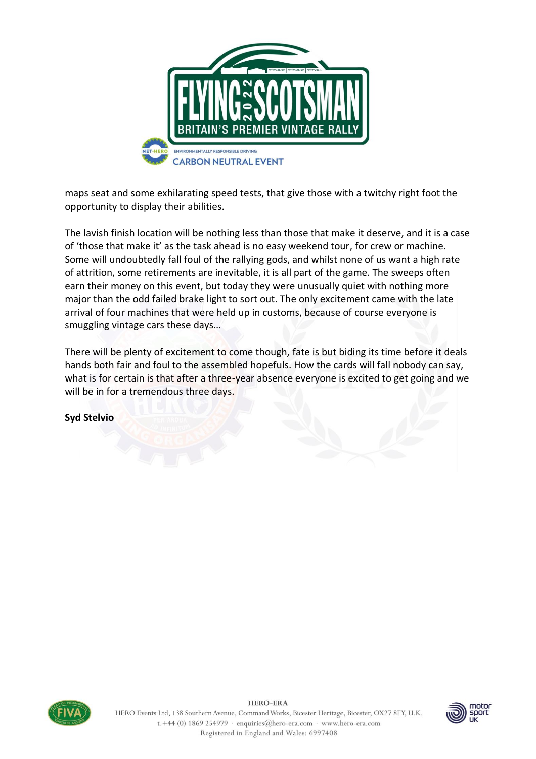maps seat and some exhilarating speed tests, that give those with a twitchy right foot the opportunity to display their abilities.

The lavish finish location will be nothing less than those that make it deserve, and it is a case of 'those that make it' as the task ahead is no easy weekend tour, for crew or machine. Some will undoubtedly fall foul of the rallying gods, and whilst none of us want a high rate of attrition, some retirements are inevitable, it is all part of the game. The sweeps often earn their money on this event, but today they were unusually quiet with nothing more major than the odd failed brake light to sort out. The only excitement came with the late arrival of four machines that were held up in customs, because of course everyone is smuggling vintage cars these days…

There will be plenty of excitement to come though, fate is but biding its time before it deals hands both fair and foul to the assembled hopefuls. How the cards will fall nobody can say, what is for certain is that after a three-year absence everyone is excited to get going and we will be in for a tremendous three days.

**Syd Stelvio**